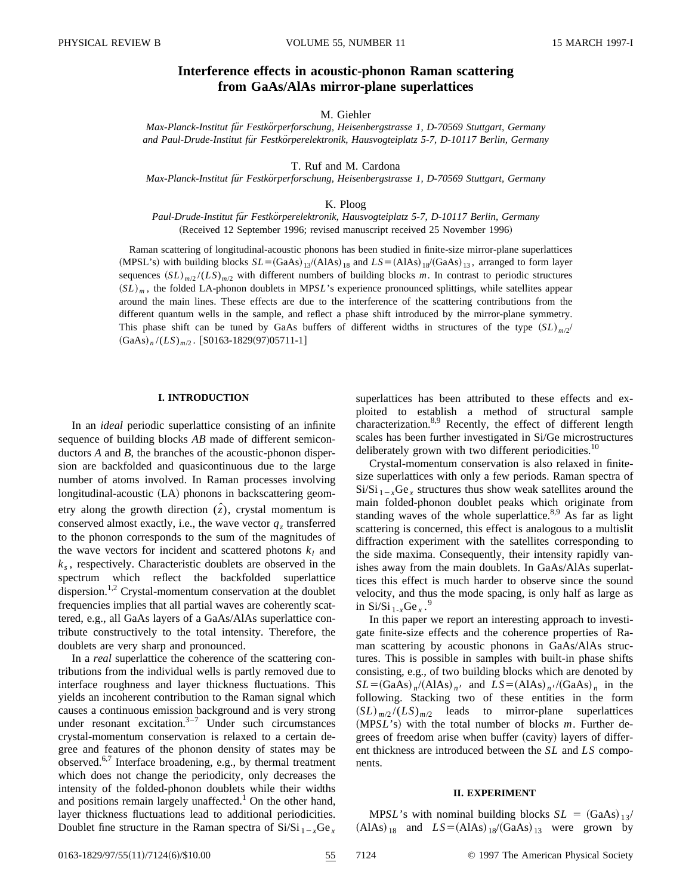# Interference effects in acoustic-phonon Raman scattering from GaAs/AlAs mirror-plane superlattices

M. Giehler

*Max-Planck-Institut für Festkörperforschung, Heisenbergstrasse 1, D-70569 Stuttgart, Germany and Paul-Drude-Institut für Festkörperelektronik, Hausvogteiplatz 5-7, D-10117 Berlin, Germany*

T. Ruf and M. Cardona

*Max-Planck-Institut für Festkörperforschung, Heisenbergstrasse 1, D-70569 Stuttgart, Germany*

K. Ploog

*Paul-Drude-Institut für Festkörperelektronik, Hausvogteiplatz 5-7, D-10117 Berlin, Germany*

(Received 12 September 1996; revised manuscript received 25 November 1996)

Raman scattering of longitudinal-acoustic phonons has been studied in finite-size mirror-plane superlattices (MPSL's) with building blocks $SL=(GaAs)_{13}/(AlAs)_{18}$ and $LS=(AlAs)_{18}/(GaAs)_{13}$, arranged to form layer sequences $(SL)_{m/2}/(LS)_{m/2}$ with different numbers of building blocks $m$. In contrast to periodic structures $(SL)_m$, the folded LA-phonon doublets in MP*SL*'s experience pronounced splittings, while satellites appear around the main lines. These effects are due to the interference of the scattering contributions from the different quantum wells in the sample, and reflect a phase shift introduced by the mirror-plane symmetry. This phase shift can be tuned by GaAs buffers of different widths in structures of the type $(SL)_{m/2}/(GaAs)_n/(LS)_{m/2}$. [S0163-1829(97)05711-1]

## I. INTRODUCTION

In an *ideal* periodic superlattice consisting of an infinite sequence of building blocks *AB* made of different semiconductors *A* and *B*, the branches of the acoustic-phonon dispersion are backfolded and quasicontinuous due to the large number of atoms involved. In Raman processes involving longitudinal-acoustic (LA) phonons in backscattering geometry along the growth direction ($\hat{z}$), crystal momentum is conserved almost exactly, i.e., the wave vector $q_z$ transferred to the phonon corresponds to the sum of the magnitudes of the wave vectors for incident and scattered photons $k_l$ and $k_s$, respectively. Characteristic doublets are observed in the spectrum which reflect the backfolded superlattice dispersion.[1,2] Crystal-momentum conservation at the doublet frequencies implies that all partial waves are coherently scattered, e.g., all GaAs layers of a GaAs/AlAs superlattice contribute constructively to the total intensity. Therefore, the doublets are very sharp and pronounced.

In a *real* superlattice the coherence of the scattering contributions from the individual wells is partly removed due to interface roughness and layer thickness fluctuations. This yields an incoherent contribution to the Raman signal which causes a continuous emission background and is very strong under resonant excitation.[3–7] Under such circumstances crystal-momentum conservation is relaxed to a certain degree and features of the phonon density of states may be observed.[6,7] Interface broadening, e.g., by thermal treatment which does not change the periodicity, only decreases the intensity of the folded-phonon doublets while their widths and positions remain largely unaffected.[1] On the other hand, layer thickness fluctuations lead to additional periodicities. Doublet fine structure in the Raman spectra of $Si/Si_{1-x}Ge_x$ superlattices has been attributed to these effects and exploited to establish a method of structural sample characterization.[8,9] Recently, the effect of different length scales has been further investigated in Si/Ge microstructures deliberately grown with two different periodicities.[10]

Crystal-momentum conservation is also relaxed in finite-size superlattices with only a few periods. Raman spectra of $Si/Si_{1-x}Ge_x$ structures thus show weak satellites around the main folded-phonon doublet peaks which originate from standing waves of the whole superlattice.[8,9] As far as light scattering is concerned, this effect is analogous to a multislit diffraction experiment with the satellites corresponding to the side maxima. Consequently, their intensity rapidly vanishes away from the main doublets. In GaAs/AlAs superlattices this effect is much harder to observe since the sound velocity, and thus the mode spacing, is only half as large as in $Si/Si_{1-x}Ge_x$.[9]

In this paper we report an interesting approach to investigate finite-size effects and the coherence properties of Raman scattering by acoustic phonons in GaAs/AlAs structures. This is possible in samples with built-in phase shifts consisting, e.g., of two building blocks which are denoted by $SL=(GaAs)_n/(AlAs)_{n'}$ and $LS=(AlAs)_{n'}/(GaAs)_n$ in the following. Stacking two of these entities in the form $(SL)_{m/2}/(LS)_{m/2}$ leads to mirror-plane superlattices (MP*SL*'s) with the total number of blocks $m$. Further degrees of freedom arise when buffer (cavity) layers of different thickness are introduced between the *SL* and *LS* components.

## II. EXPERIMENT

MP*SL*'s with nominal building blocks $SL = (GaAs)_{13}/(AlAs)_{18}$ and $LS=(AlAs)_{18}/(GaAs)_{13}$ were grown by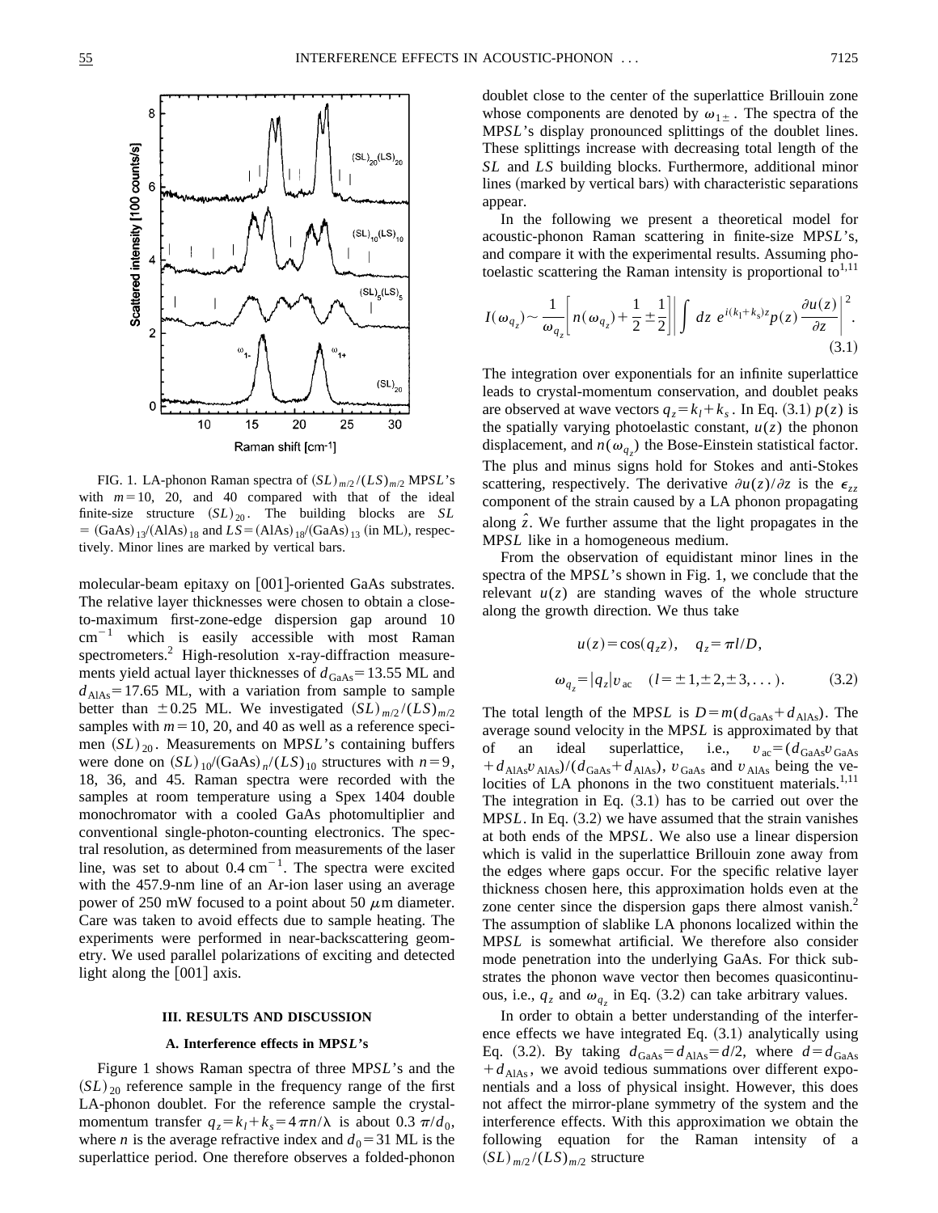FIG. 1. LA-phonon Raman spectra of $(SL)_{m/2}/(LS)_{m/2}$ MP*SL*'s with $m=10$, 20, and 40 compared with that of the ideal finite-size structure $(SL)_{20}$. The building blocks are $SL = (\mathrm{GaAs})_{13}/(\mathrm{AlAs})_{18}$ and $LS = (\mathrm{AlAs})_{18}/(\mathrm{GaAs})_{13}$ (in ML), respectively. Minor lines are marked by vertical bars.

molecular-beam epitaxy on [001]-oriented GaAs substrates. The relative layer thicknesses were chosen to obtain a close-to-maximum first-zone-edge dispersion gap around 10 $\mathrm{cm}^{-1}$ which is easily accessible with most Raman spectrometers.[2] High-resolution x-ray-diffraction measurements yield actual layer thicknesses of $d_{\mathrm{GaAs}} = 13.55$ ML and $d_{\mathrm{AlAs}} = 17.65$ ML, with a variation from sample to sample better than $\pm 0.25$ ML. We investigated $(SL)_{m/2}/(LS)_{m/2}$ samples with $m=10$, 20, and 40 as well as a reference specimen $(SL)_{20}$. Measurements on MP*SL*'s containing buffers were done on $(SL)_{10}/(\mathrm{GaAs})_n/(LS)_{10}$ structures with $n=9$, 18, 36, and 45. Raman spectra were recorded with the samples at room temperature using a Spex 1404 double monochromator with a cooled GaAs photomultiplier and conventional single-photon-counting electronics. The spectral resolution, as determined from measurements of the laser line, was set to about 0.4 $\mathrm{cm}^{-1}$. The spectra were excited with the 457.9-nm line of an Ar-ion laser using an average power of 250 mW focused to a point about 50 $\mu$m diameter. Care was taken to avoid effects due to sample heating. The experiments were performed in near-backscattering geometry. We used parallel polarizations of exciting and detected light along the [001] axis.

## III. RESULTS AND DISCUSSION

### A. Interference effects in MP*SL*'s

Figure 1 shows Raman spectra of three MP*SL*'s and the $(SL)_{20}$ reference sample in the frequency range of the first LA-phonon doublet. For the reference sample the crystal-momentum transfer $q_z = k_l + k_s = 4\pi n/\lambda$ is about $0.3\,\pi/d_0$, where $n$ is the average refractive index and $d_0 = 31$ ML is the superlattice period. One therefore observes a folded-phonon doublet close to the center of the superlattice Brillouin zone whose components are denoted by $\omega_{1\pm}$. The spectra of the MP*SL*'s display pronounced splittings of the doublet lines. These splittings increase with decreasing total length of the *SL* and *LS* building blocks. Furthermore, additional minor lines (marked by vertical bars) with characteristic separations appear.

In the following we present a theoretical model for acoustic-phonon Raman scattering in finite-size MP*SL*'s, and compare it with the experimental results. Assuming photoelastic scattering the Raman intensity is proportional to[1,11]

$$I(\omega_{q_z}) \sim \frac{1}{\omega_{q_z}}\left[ n(\omega_{q_z}) + \frac{1}{2} \pm \frac{1}{2} \right] \left| \int dz\, e^{i(k_l+k_s)z} p(z) \frac{\partial u(z)}{\partial z} \right|^2. \tag{3.1}$$

The integration over exponentials for an infinite superlattice leads to crystal-momentum conservation, and doublet peaks are observed at wave vectors $q_z = k_l + k_s$. In Eq. (3.1) $p(z)$ is the spatially varying photoelastic constant, $u(z)$ the phonon displacement, and $n(\omega_{q_z})$ the Bose-Einstein statistical factor. The plus and minus signs hold for Stokes and anti-Stokes scattering, respectively. The derivative $\partial u(z)/\partial z$ is the $\epsilon_{zz}$ component of the strain caused by a LA phonon propagating along $\hat{z}$. We further assume that the light propagates in the MP*SL* like in a homogeneous medium.

From the observation of equidistant minor lines in the spectra of the MP*SL*'s shown in Fig. 1, we conclude that the relevant $u(z)$ are standing waves of the whole structure along the growth direction. We thus take

$$u(z) = \cos(q_z z), \quad q_z = \pi l/D,$$
$$\omega_{q_z} = |q_z| v_{\mathrm{ac}} \quad (l = \pm 1, \pm 2, \pm 3, \ldots). \tag{3.2}$$

The total length of the MP*SL* is $D = m(d_{\mathrm{GaAs}} + d_{\mathrm{AlAs}})$. The average sound velocity in the MP*SL* is approximated by that of an ideal superlattice, i.e., $v_{\mathrm{ac}} = (d_{\mathrm{GaAs}} v_{\mathrm{GaAs}} + d_{\mathrm{AlAs}} v_{\mathrm{AlAs}})/(d_{\mathrm{GaAs}} + d_{\mathrm{AlAs}})$, $v_{\mathrm{GaAs}}$ and $v_{\mathrm{AlAs}}$ being the velocities of LA phonons in the two constituent materials.[1,11] The integration in Eq. (3.1) has to be carried out over the MP*SL*. In Eq. (3.2) we have assumed that the strain vanishes at both ends of the MP*SL*. We also use a linear dispersion which is valid in the superlattice Brillouin zone away from the edges where gaps occur. For the specific relative layer thickness chosen here, this approximation holds even at the zone center since the dispersion gaps there almost vanish.[2] The assumption of slablike LA phonons localized within the MP*SL* is somewhat artificial. We therefore also consider mode penetration into the underlying GaAs. For thick substrates the phonon wave vector then becomes quasicontinuous, i.e., $q_z$ and $\omega_{q_z}$ in Eq. (3.2) can take arbitrary values.

In order to obtain a better understanding of the interference effects we have integrated Eq. (3.1) analytically using Eq. (3.2). By taking $d_{\mathrm{GaAs}} = d_{\mathrm{AlAs}} = d/2$, where $d = d_{\mathrm{GaAs}} + d_{\mathrm{AlAs}}$, we avoid tedious summations over different exponentials and a loss of physical insight. However, this does not affect the mirror-plane symmetry of the system and the interference effects. With this approximation we obtain the following equation for the Raman intensity of a $(SL)_{m/2}/(LS)_{m/2}$ structure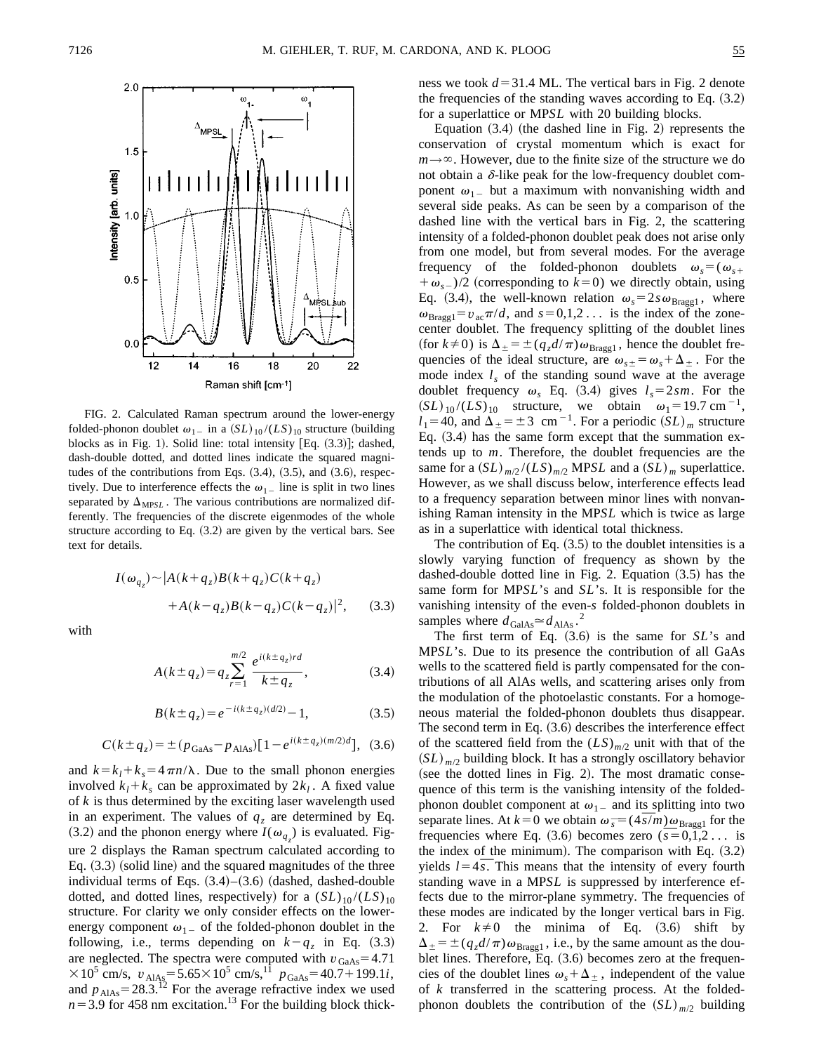FIG. 2. Calculated Raman spectrum around the lower-energy folded-phonon doublet $\omega_{1-}$ in a $(SL)_{10}/(LS)_{10}$ structure (building blocks as in Fig. 1). Solid line: total intensity [Eq. (3.3)]; dashed, dash-double dotted, and dotted lines indicate the squared magnitudes of the contributions from Eqs. (3.4), (3.5), and (3.6), respectively. Due to interference effects the $\omega_{1-}$ line is split in two lines separated by $\Delta_{\mathrm{MPS}L}$. The various contributions are normalized differently. The frequencies of the discrete eigenmodes of the whole structure according to Eq. (3.2) are given by the vertical bars. See text for details.

$$I(\omega_{q_z}) \sim |A(k+q_z)B(k+q_z)C(k+q_z) + A(k-q_z)B(k-q_z)C(k-q_z)|^2, \qquad (3.3)$$

with

$$A(k \pm q_z) = q_z \sum_{r=1}^{m/2} \frac{e^{i(k \pm q_z)rd}}{k \pm q_z}, \qquad (3.4)$$

$$B(k \pm q_z) = e^{-i(k \pm q_z)(d/2)} - 1, \qquad (3.5)$$

$$C(k \pm q_z) = \pm (p_{\mathrm{GaAs}} - p_{\mathrm{AlAs}})[1 - e^{i(k \pm q_z)(m/2)d}], \qquad (3.6)$$

and $k = k_l + k_s = 4\pi n/\lambda$. Due to the small phonon energies involved $k_l + k_s$ can be approximated by $2k_l$. A fixed value of $k$ is thus determined by the exciting laser wavelength used in an experiment. The values of $q_z$ are determined by Eq. (3.2) and the phonon energy where $I(\omega_{q_z})$ is evaluated. Figure 2 displays the Raman spectrum calculated according to Eq. (3.3) (solid line) and the squared magnitudes of the three individual terms of Eqs. (3.4)–(3.6) (dashed, dashed-double dotted, and dotted lines, respectively) for a $(SL)_{10}/(LS)_{10}$ structure. For clarity we only consider effects on the lower-energy component $\omega_{1-}$ of the folded-phonon doublet in the following, i.e., terms depending on $k - q_z$ in Eq. (3.3) are neglected. The spectra were computed with $v_{\mathrm{GaAs}} = 4.71 \times 10^5$ cm/s, $v_{\mathrm{AlAs}} = 5.65 \times 10^5$ cm/s,[11] $p_{\mathrm{GaAs}} = 40.7 + 199.1i$, and $p_{\mathrm{AlAs}} = 28.3$.[12] For the average refractive index we used $n = 3.9$ for 458 nm excitation.[13] For the building block thickness we took $d = 31.4$ ML. The vertical bars in Fig. 2 denote the frequencies of the standing waves according to Eq. (3.2) for a superlattice or MP*SL* with 20 building blocks.

Equation (3.4) (the dashed line in Fig. 2) represents the conservation of crystal momentum which is exact for $m \to \infty$. However, due to the finite size of the structure we do not obtain a $\delta$-like peak for the low-frequency doublet component $\omega_{1-}$ but a maximum with nonvanishing width and several side peaks. As can be seen by a comparison of the dashed line with the vertical bars in Fig. 2, the scattering intensity of a folded-phonon doublet peak does not arise only from one model, but from several modes. For the average frequency of the folded-phonon doublets $\omega_s = (\omega_{s+} + \omega_{s-})/2$ (corresponding to $k = 0$) we directly obtain, using Eq. (3.4), the well-known relation $\omega_s = 2s\omega_{\mathrm{Bragg1}}$, where $\omega_{\mathrm{Bragg1}} = v_{\mathrm{ac}}\pi/d$, and $s = 0,1,2\ldots$ is the index of the zone-center doublet. The frequency splitting of the doublet lines (for $k \neq 0$) is $\Delta_{\pm} = \pm(q_z d/\pi)\omega_{\mathrm{Bragg1}}$, hence the doublet frequencies of the ideal structure, are $\omega_{s\pm} = \omega_s + \Delta_{\pm}$. For the mode index $l_s$ of the standing sound wave at the average doublet frequency $\omega_s$ Eq. (3.4) gives $l_s = 2sm$. For the $(SL)_{10}/(LS)_{10}$ structure, we obtain $\omega_1 = 19.7$ cm$^{-1}$, $l_1 = 40$, and $\Delta_{\pm} = \pm 3$ cm$^{-1}$. For a periodic $(SL)_m$ structure Eq. (3.4) has the same form except that the summation extends up to $m$. Therefore, the doublet frequencies are the same for a $(SL)_{m/2}/(LS)_{m/2}$ MP*SL* and a $(SL)_m$ superlattice. However, as we shall discuss below, interference effects lead to a frequency separation between minor lines with nonvanishing Raman intensity in the MP*SL* which is twice as large as in a superlattice with identical total thickness.

The contribution of Eq. (3.5) to the doublet intensities is a slowly varying function of frequency as shown by the dashed-double dotted line in Fig. 2. Equation (3.5) has the same form for MP*SL*'s and *SL*'s. It is responsible for the vanishing intensity of the even-*s* folded-phonon doublets in samples where $d_{\mathrm{GaAs}} \simeq d_{\mathrm{AlAs}}$.[2]

The first term of Eq. (3.6) is the same for *SL*'s and MP*SL*'s. Due to its presence the contribution of all GaAs wells to the scattered field is partly compensated for the contributions of all AlAs wells, and scattering arises only from the modulation of the photoelastic constants. For a homogeneous material the folded-phonon doublets thus disappear. The second term in Eq. (3.6) describes the interference effect of the scattered field from the $(LS)_{m/2}$ unit with that of the $(SL)_{m/2}$ building block. It has a strongly oscillatory behavior (see the dotted lines in Fig. 2). The most dramatic consequence of this term is the vanishing intensity of the folded-phonon doublet component at $\omega_{1-}$ and its splitting into two separate lines. At $k = 0$ we obtain $\omega_{\bar{s}} = (4\bar{s}/m)\omega_{\mathrm{Bragg1}}$ for the frequencies where Eq. (3.6) becomes zero ($\bar{s} = 0,1,2\ldots$ is the index of the minimum). The comparison with Eq. (3.2) yields $l = 4\bar{s}$. This means that the intensity of every fourth standing wave in a MP*SL* is suppressed by interference effects due to the mirror-plane symmetry. The frequencies of these modes are indicated by the longer vertical bars in Fig. 2. For $k \neq 0$ the minima of Eq. (3.6) shift by $\Delta_{\pm} = \pm(q_z d/\pi)\omega_{\mathrm{Bragg1}}$, i.e., by the same amount as the doublet lines. Therefore, Eq. (3.6) becomes zero at the frequencies of the doublet lines $\omega_s + \Delta_{\pm}$, independent of the value of $k$ transferred in the scattering process. At the folded-phonon doublets the contribution of the $(SL)_{m/2}$ building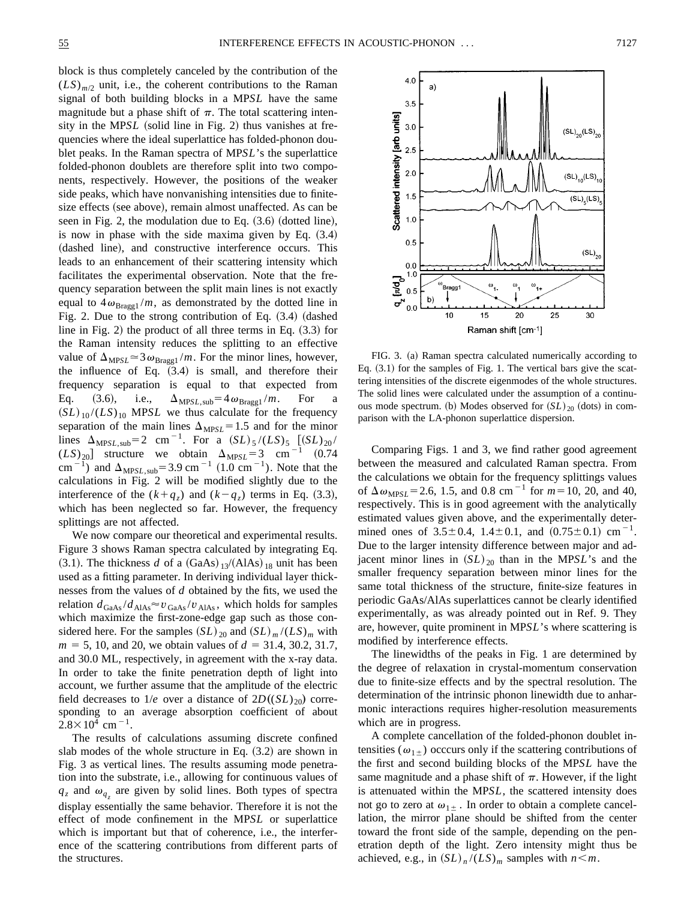block is thus completely canceled by the contribution of the $(LS)_{m/2}$ unit, i.e., the coherent contributions to the Raman signal of both building blocks in a MP*SL* have the same magnitude but a phase shift of $\pi$. The total scattering intensity in the MP*SL* (solid line in Fig. 2) thus vanishes at frequencies where the ideal superlattice has folded-phonon doublet peaks. In the Raman spectra of MP*SL*'s the superlattice folded-phonon doublets are therefore split into two components, respectively. However, the positions of the weaker side peaks, which have nonvanishing intensities due to finite-size effects (see above), remain almost unaffected. As can be seen in Fig. 2, the modulation due to Eq. (3.6) (dotted line), is now in phase with the side maxima given by Eq. (3.4) (dashed line), and constructive interference occurs. This leads to an enhancement of their scattering intensity which facilitates the experimental observation. Note that the frequency separation between the split main lines is not exactly equal to $4\omega_{\mathrm{Bragg1}}/m$, as demonstrated by the dotted line in Fig. 2. Due to the strong contribution of Eq. (3.4) (dashed line in Fig. 2) the product of all three terms in Eq. (3.3) for the Raman intensity reduces the splitting to an effective value of $\Delta_{\mathrm{MP}SL} \approx 3\omega_{\mathrm{Bragg1}}/m$. For the minor lines, however, the influence of Eq. (3.4) is small, and therefore their frequency separation is equal to that expected from Eq. (3.6), i.e., $\Delta_{\mathrm{MP}SL,\mathrm{sub}} = 4\omega_{\mathrm{Bragg1}}/m$. For a $(SL)_{10}/(LS)_{10}$ MP*SL* we thus calculate for the frequency separation of the main lines $\Delta_{\mathrm{MP}SL} = 1.5$ and for the minor lines $\Delta_{\mathrm{MP}SL,\mathrm{sub}} = 2$ $\mathrm{cm}^{-1}$. For a $(SL)_5/(LS)_5$ [$(SL)_{20}/(LS)_{20}$] structure we obtain $\Delta_{\mathrm{MP}SL} = 3$ $\mathrm{cm}^{-1}$ (0.74 $\mathrm{cm}^{-1}$) and $\Delta_{\mathrm{MP}SL,\mathrm{sub}} = 3.9$ $\mathrm{cm}^{-1}$ (1.0 $\mathrm{cm}^{-1}$). Note that the calculations in Fig. 2 will be modified slightly due to the interference of the $(k+q_z)$ and $(k-q_z)$ terms in Eq. (3.3), which has been neglected so far. However, the frequency splittings are not affected.

We now compare our theoretical and experimental results. Figure 3 shows Raman spectra calculated by integrating Eq. (3.1). The thickness $d$ of a $(\mathrm{GaAs})_{13}/(\mathrm{AlAs})_{18}$ unit has been used as a fitting parameter. In deriving individual layer thicknesses from the values of $d$ obtained by the fits, we used the relation $d_{\mathrm{GaAs}}/d_{\mathrm{AlAs}} \approx v_{\mathrm{GaAs}}/v_{\mathrm{AlAs}}$, which holds for samples which maximize the first-zone-edge gap such as those considered here. For the samples $(SL)_{20}$ and $(SL)_m/(LS)_m$ with $m$ = 5, 10, and 20, we obtain values of $d$ = 31.4, 30.2, 31.7, and 30.0 ML, respectively, in agreement with the x-ray data. In order to take the finite penetration depth of light into account, we further assume that the amplitude of the electric field decreases to $1/e$ over a distance of $2D((SL)_{20})$ corresponding to an average absorption coefficient of about $2.8\times10^4$ $\mathrm{cm}^{-1}$.

The results of calculations assuming discrete confined slab modes of the whole structure in Eq. (3.2) are shown in Fig. 3 as vertical lines. The results assuming mode penetration into the substrate, i.e., allowing for continuous values of $q_z$ and $\omega_{q_z}$ are given by solid lines. Both types of spectra display essentially the same behavior. Therefore it is not the effect of mode confinement in the MP*SL* or superlattice which is important but that of coherence, i.e., the interference of the scattering contributions from different parts of the structures.

FIG. 3. (a) Raman spectra calculated numerically according to Eq. (3.1) for the samples of Fig. 1. The vertical bars give the scattering intensities of the discrete eigenmodes of the whole structures. The solid lines were calculated under the assumption of a continuous mode spectrum. (b) Modes observed for $(SL)_{20}$ (dots) in comparison with the LA-phonon superlattice dispersion.

Comparing Figs. 1 and 3, we find rather good agreement between the measured and calculated Raman spectra. From the calculations we obtain for the frequency splittings values of $\Delta\omega_{\mathrm{MP}SL} = 2.6$, 1.5, and 0.8 $\mathrm{cm}^{-1}$ for $m = 10$, 20, and 40, respectively. This is in good agreement with the analytically estimated values given above, and the experimentally determined ones of $3.5\pm0.4$, $1.4\pm0.1$, and $(0.75\pm0.1)$ $\mathrm{cm}^{-1}$. Due to the larger intensity difference between major and adjacent minor lines in $(SL)_{20}$ than in the MP*SL*'s and the smaller frequency separation between minor lines for the same total thickness of the structure, finite-size features in periodic GaAs/AlAs superlattices cannot be clearly identified experimentally, as was already pointed out in Ref. 9. They are, however, quite prominent in MP*SL*'s where scattering is modified by interference effects.

The linewidths of the peaks in Fig. 1 are determined by the degree of relaxation in crystal-momentum conservation due to finite-size effects and by the spectral resolution. The determination of the intrinsic phonon linewidth due to anharmonic interactions requires higher-resolution measurements which are in progress.

A complete cancellation of the folded-phonon doublet intensities ($\omega_{1\pm}$) occcurs only if the scattering contributions of the first and second building blocks of the MP*SL* have the same magnitude and a phase shift of $\pi$. However, if the light is attenuated within the MP*SL*, the scattered intensity does not go to zero at $\omega_{1\pm}$. In order to obtain a complete cancellation, the mirror plane should be shifted from the center toward the front side of the sample, depending on the penetration depth of the light. Zero intensity might thus be achieved, e.g., in $(SL)_n/(LS)_m$ samples with $n<m$.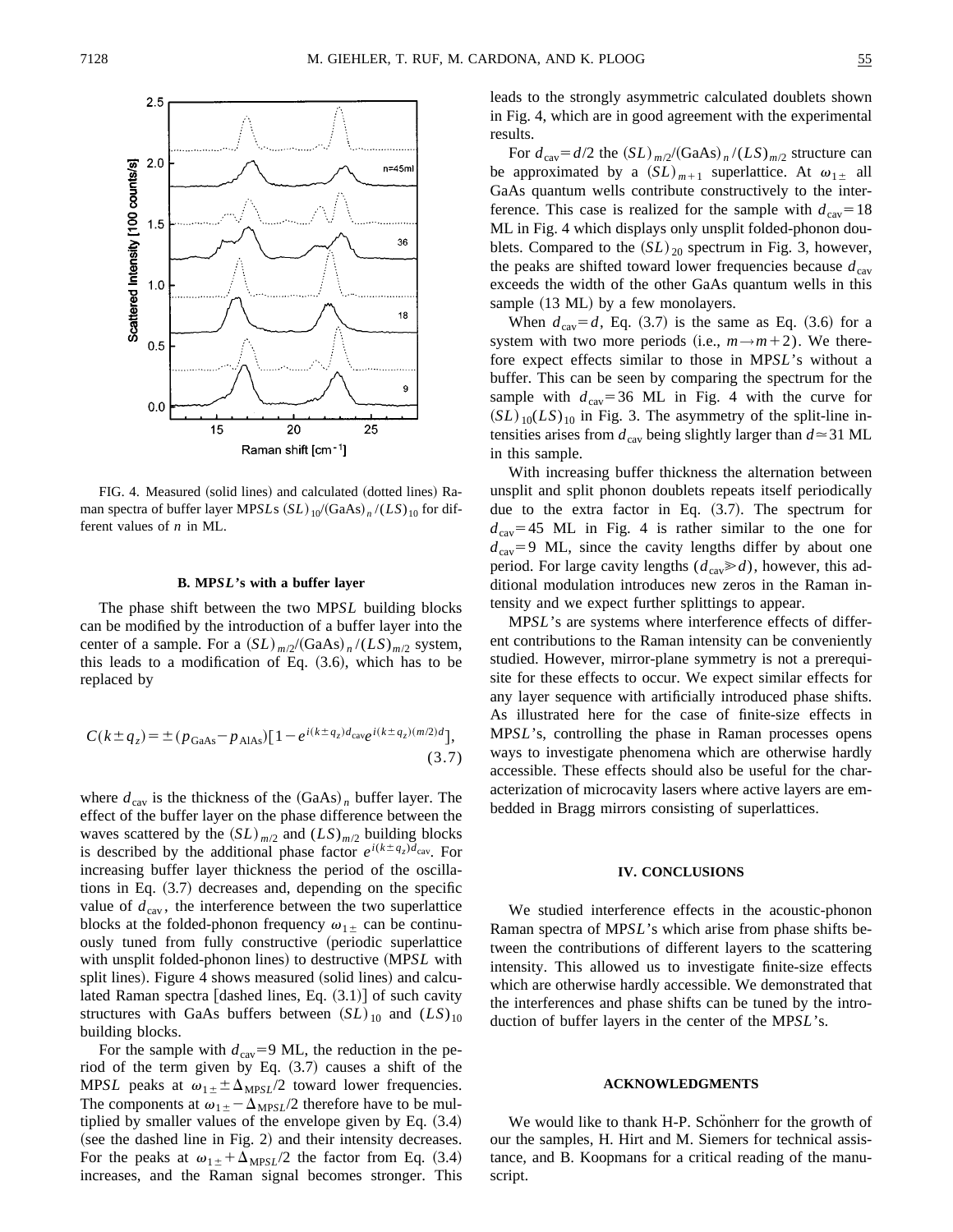FIG. 4. Measured (solid lines) and calculated (dotted lines) Raman spectra of buffer layer MP*SL*s $(SL)_{10}/(\mathrm{GaAs})_n/(LS)_{10}$ for different values of $n$ in ML.

### B. MP*SL*'s with a buffer layer

The phase shift between the two MP*SL* building blocks can be modified by the introduction of a buffer layer into the center of a sample. For a $(SL)_{m/2}/(\mathrm{GaAs})_n/(LS)_{m/2}$ system, this leads to a modification of Eq. (3.6), which has to be replaced by

$$C(k\pm q_z)=\pm(p_{\mathrm{GaAs}}-p_{\mathrm{AlAs}})[1-e^{i(k\pm q_z)d_{\mathrm{cav}}}e^{i(k\pm q_z)(m/2)d}], \tag{3.7}$$

where $d_{\mathrm{cav}}$ is the thickness of the $(\mathrm{GaAs})_n$ buffer layer. The effect of the buffer layer on the phase difference between the waves scattered by the $(SL)_{m/2}$ and $(LS)_{m/2}$ building blocks is described by the additional phase factor $e^{i(k\pm q_z)d_{\mathrm{cav}}}$. For increasing buffer layer thickness the period of the oscillations in Eq. (3.7) decreases and, depending on the specific value of $d_{\mathrm{cav}}$, the interference between the two superlattice blocks at the folded-phonon frequency $\omega_{1\pm}$ can be continuously tuned from fully constructive (periodic superlattice with unsplit folded-phonon lines) to destructive (MP*SL* with split lines). Figure 4 shows measured (solid lines) and calculated Raman spectra [dashed lines, Eq. (3.1)] of such cavity structures with GaAs buffers between $(SL)_{10}$ and $(LS)_{10}$ building blocks.

For the sample with $d_{\mathrm{cav}}=9$ ML, the reduction in the period of the term given by Eq. (3.7) causes a shift of the MP*SL* peaks at $\omega_{1\pm}\pm\Delta_{\mathrm{MP}SL}/2$ toward lower frequencies. The components at $\omega_{1\pm}-\Delta_{\mathrm{MP}SL}/2$ therefore have to be multiplied by smaller values of the envelope given by Eq. (3.4) (see the dashed line in Fig. 2) and their intensity decreases. For the peaks at $\omega_{1\pm}+\Delta_{\mathrm{MP}SL}/2$ the factor from Eq. (3.4) increases, and the Raman signal becomes stronger. This leads to the strongly asymmetric calculated doublets shown in Fig. 4, which are in good agreement with the experimental results.

For $d_{\mathrm{cav}}=d/2$ the $(SL)_{m/2}/(\mathrm{GaAs})_n/(LS)_{m/2}$ structure can be approximated by a $(SL)_{m+1}$ superlattice. At $\omega_{1\pm}$ all GaAs quantum wells contribute constructively to the interference. This case is realized for the sample with $d_{\mathrm{cav}}=18$ ML in Fig. 4 which displays only unsplit folded-phonon doublets. Compared to the $(SL)_{20}$ spectrum in Fig. 3, however, the peaks are shifted toward lower frequencies because $d_{\mathrm{cav}}$ exceeds the width of the other GaAs quantum wells in this sample (13 ML) by a few monolayers.

When $d_{\mathrm{cav}}=d$, Eq. (3.7) is the same as Eq. (3.6) for a system with two more periods (i.e., $m\rightarrow m+2$). We therefore expect effects similar to those in MP*SL*'s without a buffer. This can be seen by comparing the spectrum for the sample with $d_{\mathrm{cav}}=36$ ML in Fig. 4 with the curve for $(SL)_{10}(LS)_{10}$ in Fig. 3. The asymmetry of the split-line intensities arises from $d_{\mathrm{cav}}$ being slightly larger than $d\simeq 31$ ML in this sample.

With increasing buffer thickness the alternation between unsplit and split phonon doublets repeats itself periodically due to the extra factor in Eq. (3.7). The spectrum for $d_{\mathrm{cav}}=45$ ML in Fig. 4 is rather similar to the one for $d_{\mathrm{cav}}=9$ ML, since the cavity lengths differ by about one period. For large cavity lengths ($d_{\mathrm{cav}}\gg d$), however, this additional modulation introduces new zeros in the Raman intensity and we expect further splittings to appear.

MP*SL*'s are systems where interference effects of different contributions to the Raman intensity can be conveniently studied. However, mirror-plane symmetry is not a prerequisite for these effects to occur. We expect similar effects for any layer sequence with artificially introduced phase shifts. As illustrated here for the case of finite-size effects in MP*SL*'s, controlling the phase in Raman processes opens ways to investigate phenomena which are otherwise hardly accessible. These effects should also be useful for the characterization of microcavity lasers where active layers are embedded in Bragg mirrors consisting of superlattices.

## IV. CONCLUSIONS

We studied interference effects in the acoustic-phonon Raman spectra of MP*SL*'s which arise from phase shifts between the contributions of different layers to the scattering intensity. This allowed us to investigate finite-size effects which are otherwise hardly accessible. We demonstrated that the interferences and phase shifts can be tuned by the introduction of buffer layers in the center of the MP*SL*'s.

## ACKNOWLEDGMENTS

We would like to thank H-P. Schönherr for the growth of our the samples, H. Hirt and M. Siemers for technical assistance, and B. Koopmans for a critical reading of the manuscript.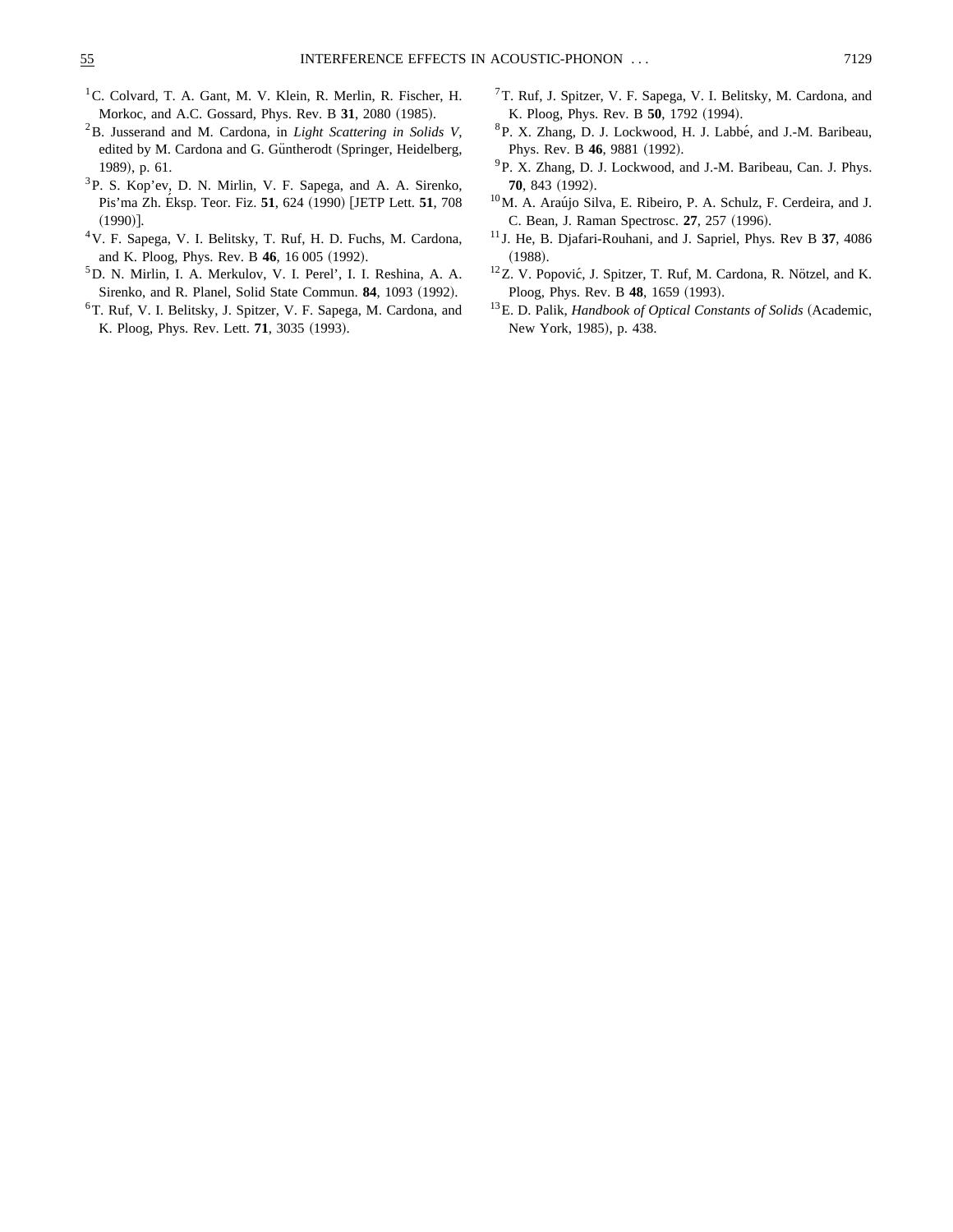[1] C. Colvard, T. A. Gant, M. V. Klein, R. Merlin, R. Fischer, H. Morkoc, and A.C. Gossard, Phys. Rev. B **31**, 2080 (1985).

[2] B. Jusserand and M. Cardona, in *Light Scattering in Solids V*, edited by M. Cardona and G. Güntherodt (Springer, Heidelberg, 1989), p. 61.

[3] P. S. Kop'ev, D. N. Mirlin, V. F. Sapega, and A. A. Sirenko, Pis'ma Zh. Éksp. Teor. Fiz. **51**, 624 (1990) [JETP Lett. **51**, 708 (1990)].

[4] V. F. Sapega, V. I. Belitsky, T. Ruf, H. D. Fuchs, M. Cardona, and K. Ploog, Phys. Rev. B **46**, 16 005 (1992).

[5] D. N. Mirlin, I. A. Merkulov, V. I. Perel', I. I. Reshina, A. A. Sirenko, and R. Planel, Solid State Commun. **84**, 1093 (1992).

[6] T. Ruf, V. I. Belitsky, J. Spitzer, V. F. Sapega, M. Cardona, and K. Ploog, Phys. Rev. Lett. **71**, 3035 (1993).

[7] T. Ruf, J. Spitzer, V. F. Sapega, V. I. Belitsky, M. Cardona, and K. Ploog, Phys. Rev. B **50**, 1792 (1994).

[8] P. X. Zhang, D. J. Lockwood, H. J. Labbé, and J.-M. Baribeau, Phys. Rev. B **46**, 9881 (1992).

[9] P. X. Zhang, D. J. Lockwood, and J.-M. Baribeau, Can. J. Phys. **70**, 843 (1992).

[10] M. A. Araújo Silva, E. Ribeiro, P. A. Schulz, F. Cerdeira, and J. C. Bean, J. Raman Spectrosc. **27**, 257 (1996).

[11] J. He, B. Djafari-Rouhani, and J. Sapriel, Phys. Rev B **37**, 4086 (1988).

[12] Z. V. Popović, J. Spitzer, T. Ruf, M. Cardona, R. Nötzel, and K. Ploog, Phys. Rev. B **48**, 1659 (1993).

[13] E. D. Palik, *Handbook of Optical Constants of Solids* (Academic, New York, 1985), p. 438.